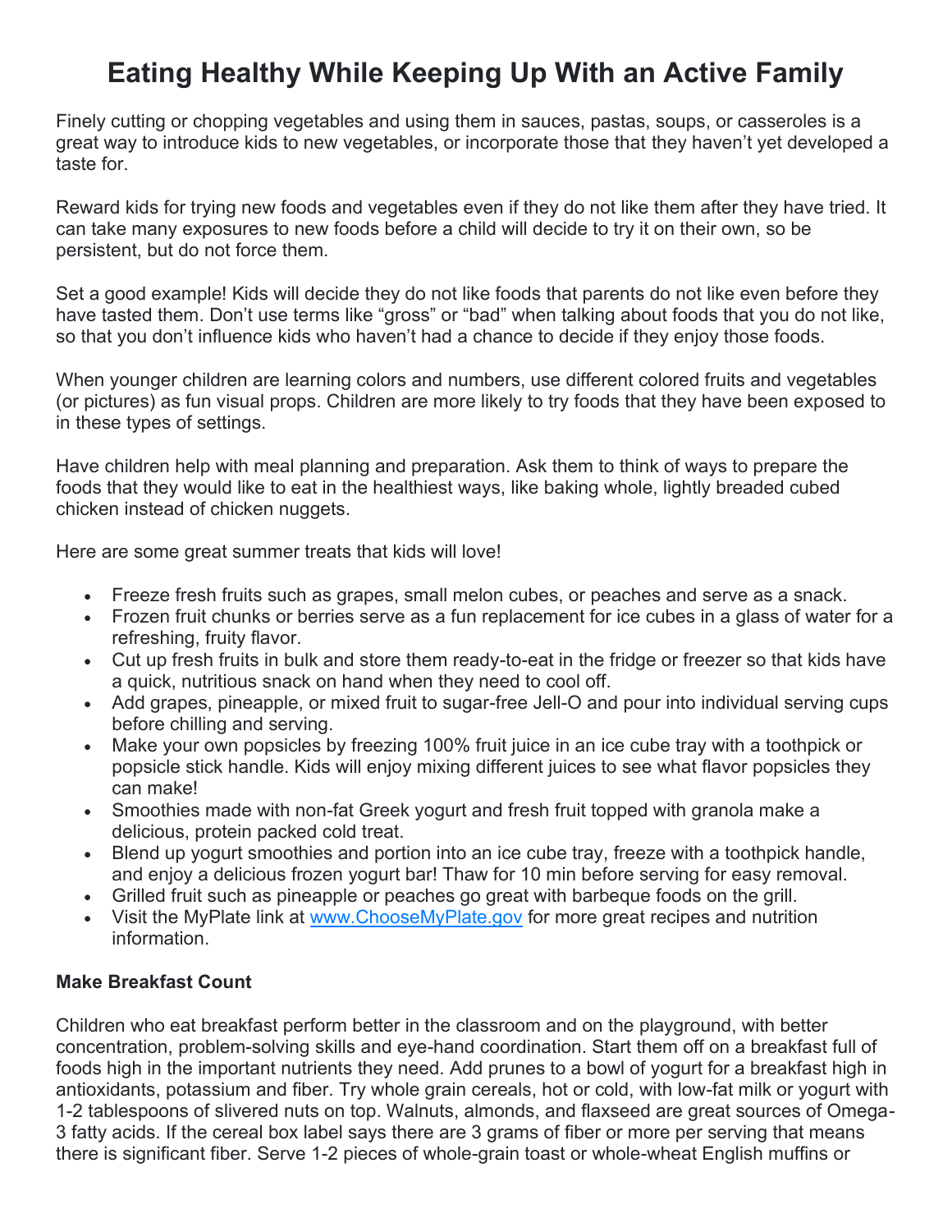# Eating Healthy While Keeping Up With an Active Family

Finely cutting or chopping vegetables and using them in sauces, pastas, soups, or casseroles is a great way to introduce kids to new vegetables, or incorporate those that they haven't yet developed a taste for.

Reward kids for trying new foods and vegetables even if they do not like them after they have tried. It can take many exposures to new foods before a child will decide to try it on their own, so be persistent, but do not force them.

Set a good example! Kids will decide they do not like foods that parents do not like even before they have tasted them. Don't use terms like "gross" or "bad" when talking about foods that you do not like, so that you don't influence kids who haven't had a chance to decide if they enjoy those foods.

When younger children are learning colors and numbers, use different colored fruits and vegetables (or pictures) as fun visual props. Children are more likely to try foods that they have been exposed to in these types of settings.

Have children help with meal planning and preparation. Ask them to think of ways to prepare the foods that they would like to eat in the healthiest ways, like baking whole, lightly breaded cubed chicken instead of chicken nuggets.

Here are some great summer treats that kids will love!

- Freeze fresh fruits such as grapes, small melon cubes, or peaches and serve as a snack.
- Frozen fruit chunks or berries serve as a fun replacement for ice cubes in a glass of water for a refreshing, fruity flavor.
- Cut up fresh fruits in bulk and store them ready-to-eat in the fridge or freezer so that kids have a quick, nutritious snack on hand when they need to cool off.
- Add grapes, pineapple, or mixed fruit to sugar-free Jell-O and pour into individual serving cups before chilling and serving.
- Make your own popsicles by freezing 100% fruit juice in an ice cube tray with a toothpick or popsicle stick handle. Kids will enjoy mixing different juices to see what flavor popsicles they can make!
- Smoothies made with non-fat Greek yogurt and fresh fruit topped with granola make a delicious, protein packed cold treat.
- Blend up yogurt smoothies and portion into an ice cube tray, freeze with a toothpick handle, and enjoy a delicious frozen yogurt bar! Thaw for 10 min before serving for easy removal.
- Grilled fruit such as pineapple or peaches go great with barbeque foods on the grill.
- Visit the MyPlate link at [www.ChooseMyPlate.gov](http://www.ChooseMyPlate.gov) for more great recipes and nutrition information.

**Make Breakfast Count**

Children who eat breakfast perform better in the classroom and on the playground, with better concentration, problem-solving skills and eye-hand coordination. Start them off on a breakfast full of foods high in the important nutrients they need. Add prunes to a bowl of yogurt for a breakfast high in antioxidants, potassium and fiber. Try whole grain cereals, hot or cold, with low-fat milk or yogurt with 1-2 tablespoons of slivered nuts on top. Walnuts, almonds, and flaxseed are great sources of Omega-3 fatty acids. If the cereal box label says there are 3 grams of fiber or more per serving that means there is significant fiber. Serve 1-2 pieces of whole-grain toast or whole-wheat English muffins or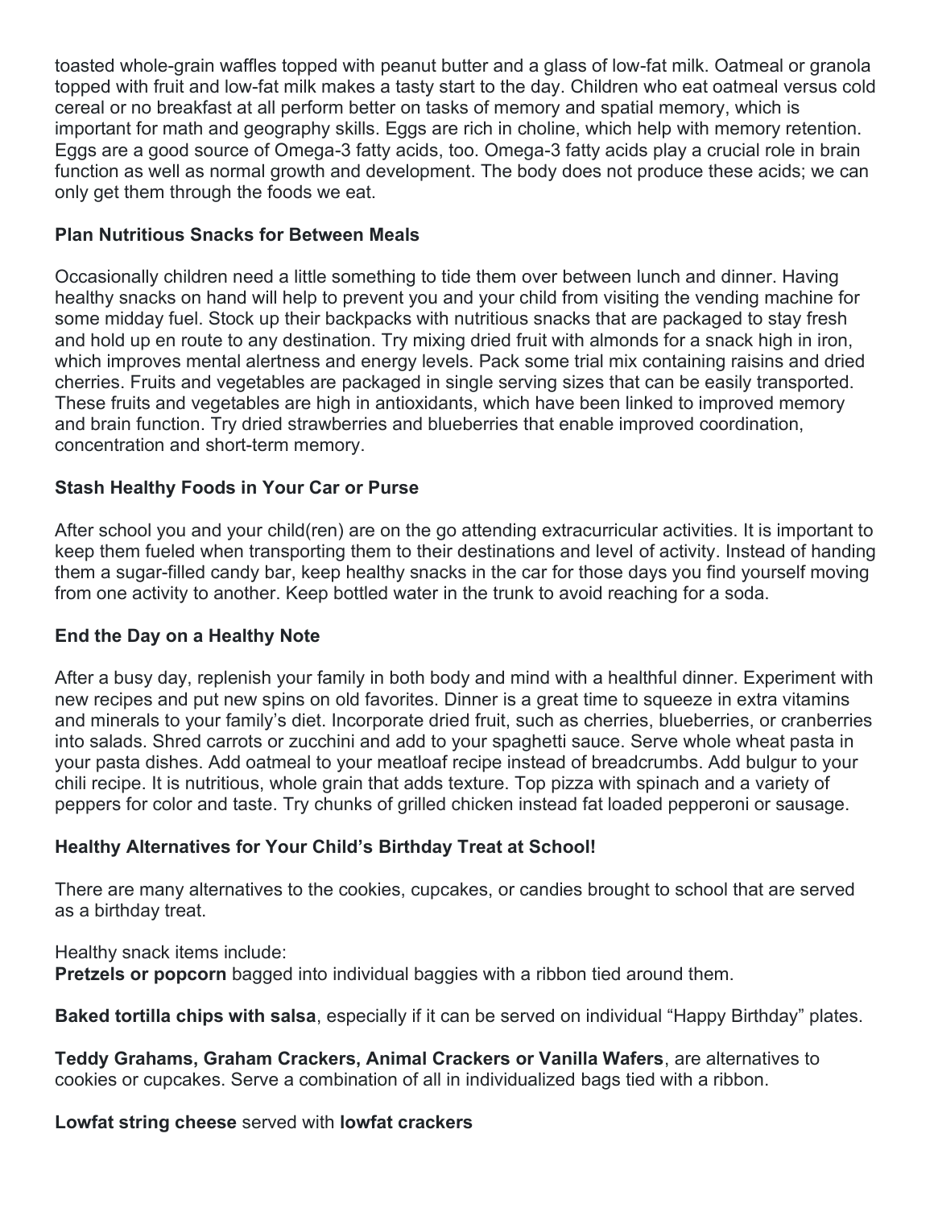toasted whole-grain waffles topped with peanut butter and a glass of low-fat milk. Oatmeal or granola topped with fruit and low-fat milk makes a tasty start to the day. Children who eat oatmeal versus cold cereal or no breakfast at all perform better on tasks of memory and spatial memory, which is important for math and geography skills. Eggs are rich in choline, which help with memory retention. Eggs are a good source of Omega-3 fatty acids, too. Omega-3 fatty acids play a crucial role in brain function as well as normal growth and development. The body does not produce these acids; we can only get them through the foods we eat.

**Plan Nutritious Snacks for Between Meals**

Occasionally children need a little something to tide them over between lunch and dinner. Having healthy snacks on hand will help to prevent you and your child from visiting the vending machine for some midday fuel. Stock up their backpacks with nutritious snacks that are packaged to stay fresh and hold up en route to any destination. Try mixing dried fruit with almonds for a snack high in iron, which improves mental alertness and energy levels. Pack some trial mix containing raisins and dried cherries. Fruits and vegetables are packaged in single serving sizes that can be easily transported. These fruits and vegetables are high in antioxidants, which have been linked to improved memory and brain function. Try dried strawberries and blueberries that enable improved coordination, concentration and short-term memory.

**Stash Healthy Foods in Your Car or Purse**

After school you and your child(ren) are on the go attending extracurricular activities. It is important to keep them fueled when transporting them to their destinations and level of activity. Instead of handing them a sugar-filled candy bar, keep healthy snacks in the car for those days you find yourself moving from one activity to another. Keep bottled water in the trunk to avoid reaching for a soda.

**End the Day on a Healthy Note**

After a busy day, replenish your family in both body and mind with a healthful dinner. Experiment with new recipes and put new spins on old favorites. Dinner is a great time to squeeze in extra vitamins and minerals to your family's diet. Incorporate dried fruit, such as cherries, blueberries, or cranberries into salads. Shred carrots or zucchini and add to your spaghetti sauce. Serve whole wheat pasta in your pasta dishes. Add oatmeal to your meatloaf recipe instead of breadcrumbs. Add bulgur to your chili recipe. It is nutritious, whole grain that adds texture. Top pizza with spinach and a variety of peppers for color and taste. Try chunks of grilled chicken instead fat loaded pepperoni or sausage.

**Healthy Alternatives for Your Child's Birthday Treat at School!**

There are many alternatives to the cookies, cupcakes, or candies brought to school that are served as a birthday treat.

Healthy snack items include:
**Pretzels or popcorn** bagged into individual baggies with a ribbon tied around them.

**Baked tortilla chips with salsa**, especially if it can be served on individual "Happy Birthday" plates.

**Teddy Grahams, Graham Crackers, Animal Crackers or Vanilla Wafers**, are alternatives to cookies or cupcakes. Serve a combination of all in individualized bags tied with a ribbon.

**Lowfat string cheese** served with **lowfat crackers**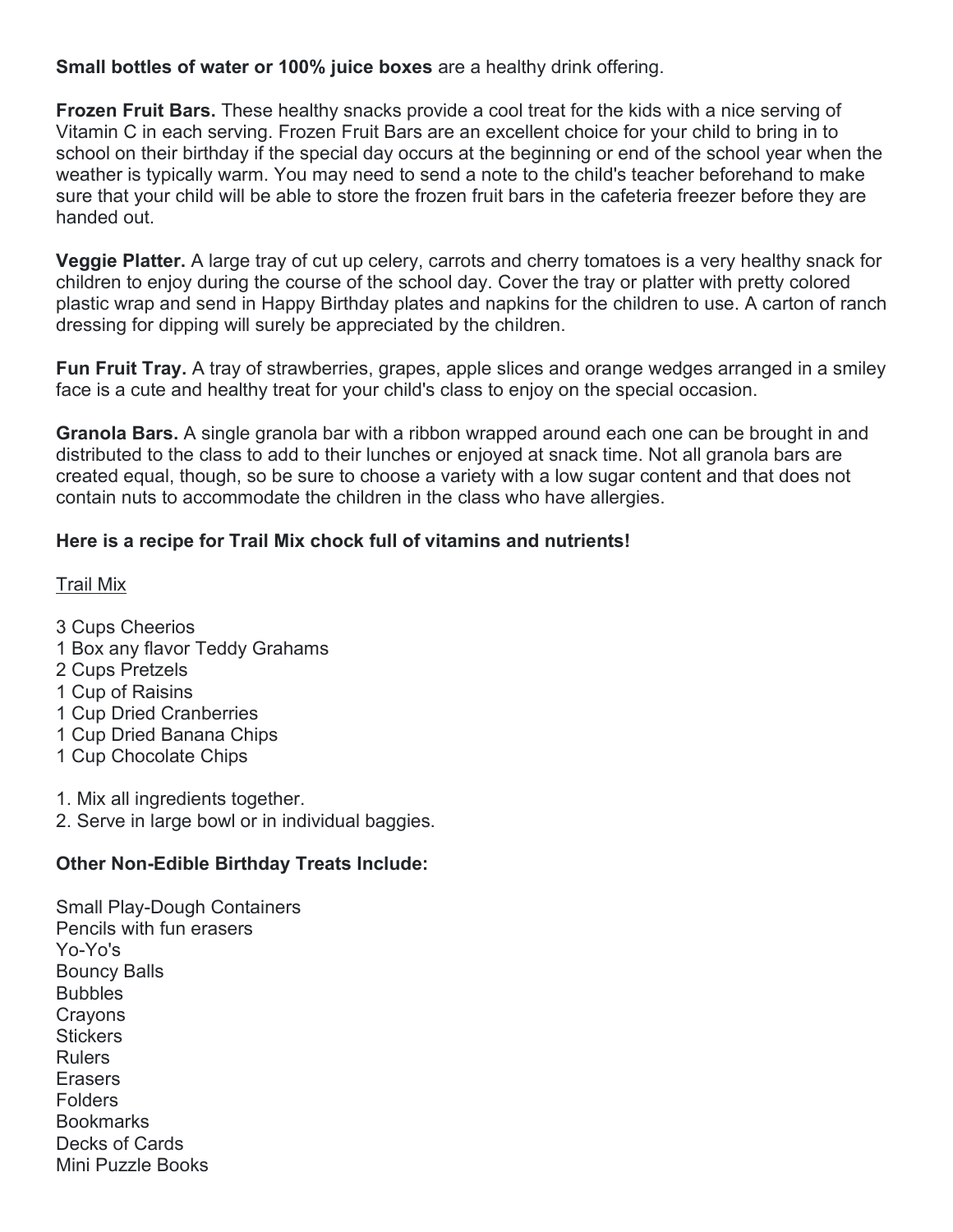**Small bottles of water or 100% juice boxes** are a healthy drink offering.

**Frozen Fruit Bars.** These healthy snacks provide a cool treat for the kids with a nice serving of Vitamin C in each serving. Frozen Fruit Bars are an excellent choice for your child to bring in to school on their birthday if the special day occurs at the beginning or end of the school year when the weather is typically warm. You may need to send a note to the child's teacher beforehand to make sure that your child will be able to store the frozen fruit bars in the cafeteria freezer before they are handed out.

**Veggie Platter.** A large tray of cut up celery, carrots and cherry tomatoes is a very healthy snack for children to enjoy during the course of the school day. Cover the tray or platter with pretty colored plastic wrap and send in Happy Birthday plates and napkins for the children to use. A carton of ranch dressing for dipping will surely be appreciated by the children.

**Fun Fruit Tray.** A tray of strawberries, grapes, apple slices and orange wedges arranged in a smiley face is a cute and healthy treat for your child's class to enjoy on the special occasion.

**Granola Bars.** A single granola bar with a ribbon wrapped around each one can be brought in and distributed to the class to add to their lunches or enjoyed at snack time. Not all granola bars are created equal, though, so be sure to choose a variety with a low sugar content and that does not contain nuts to accommodate the children in the class who have allergies.

**Here is a recipe for Trail Mix chock full of vitamins and nutrients!**

<u>Trail Mix</u>

3 Cups Cheerios
1 Box any flavor Teddy Grahams
2 Cups Pretzels
1 Cup of Raisins
1 Cup Dried Cranberries
1 Cup Dried Banana Chips
1 Cup Chocolate Chips

1. Mix all ingredients together.
2. Serve in large bowl or in individual baggies.

**Other Non-Edible Birthday Treats Include:**

Small Play-Dough Containers
Pencils with fun erasers
Yo-Yo's
Bouncy Balls
Bubbles
Crayons
Stickers
Rulers
Erasers
Folders
Bookmarks
Decks of Cards
Mini Puzzle Books